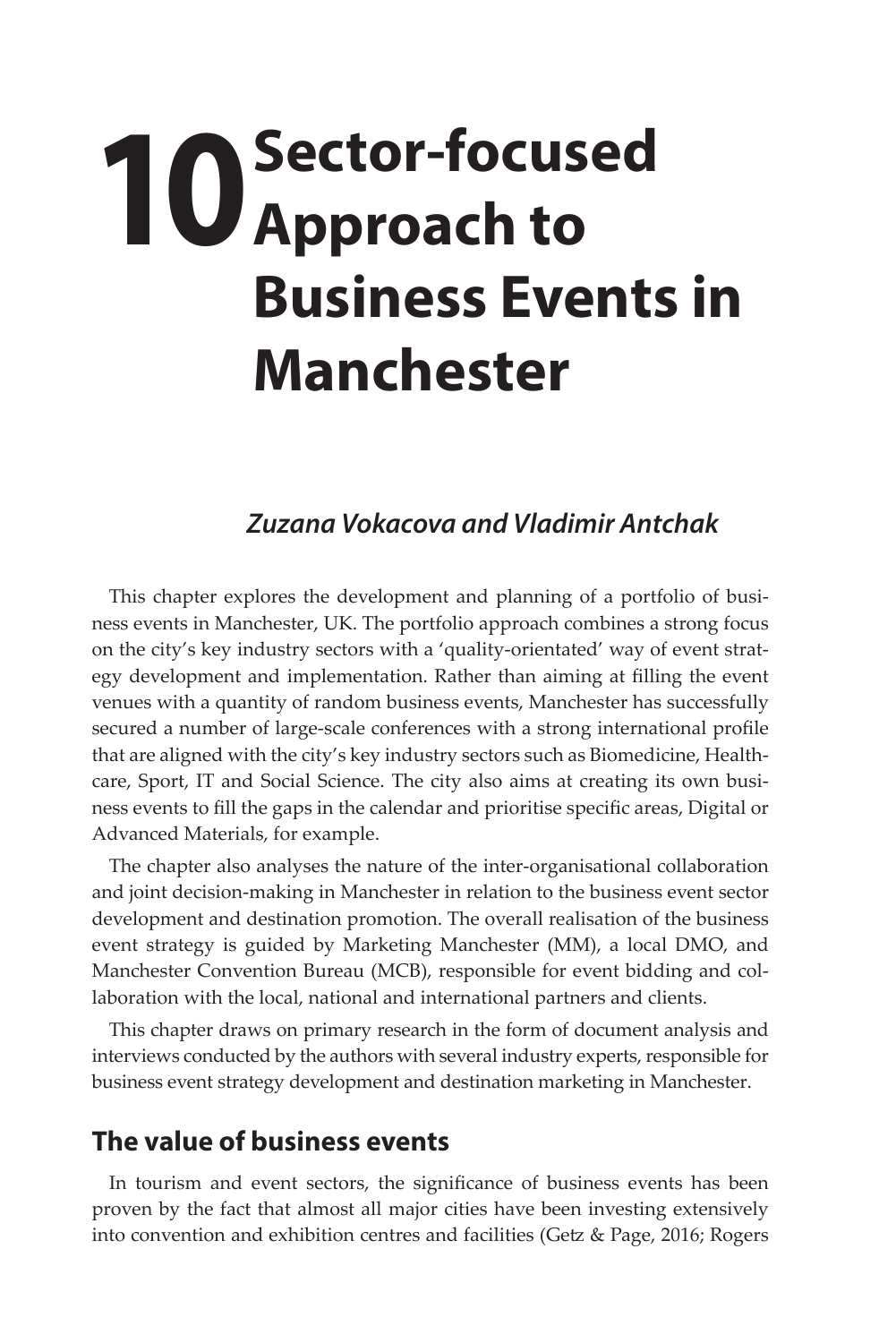# 10 Sector-focused Approach to Business Events in Manchester

***Zuzana Vokacova and Vladimir Antchak***

This chapter explores the development and planning of a portfolio of business events in Manchester, UK. The portfolio approach combines a strong focus on the city's key industry sectors with a 'quality-orientated' way of event strategy development and implementation. Rather than aiming at filling the event venues with a quantity of random business events, Manchester has successfully secured a number of large-scale conferences with a strong international profile that are aligned with the city's key industry sectors such as Biomedicine, Healthcare, Sport, IT and Social Science. The city also aims at creating its own business events to fill the gaps in the calendar and prioritise specific areas, Digital or Advanced Materials, for example.

The chapter also analyses the nature of the inter-organisational collaboration and joint decision-making in Manchester in relation to the business event sector development and destination promotion. The overall realisation of the business event strategy is guided by Marketing Manchester (MM), a local DMO, and Manchester Convention Bureau (MCB), responsible for event bidding and collaboration with the local, national and international partners and clients.

This chapter draws on primary research in the form of document analysis and interviews conducted by the authors with several industry experts, responsible for business event strategy development and destination marketing in Manchester.

## The value of business events

In tourism and event sectors, the significance of business events has been proven by the fact that almost all major cities have been investing extensively into convention and exhibition centres and facilities (Getz & Page, 2016; Rogers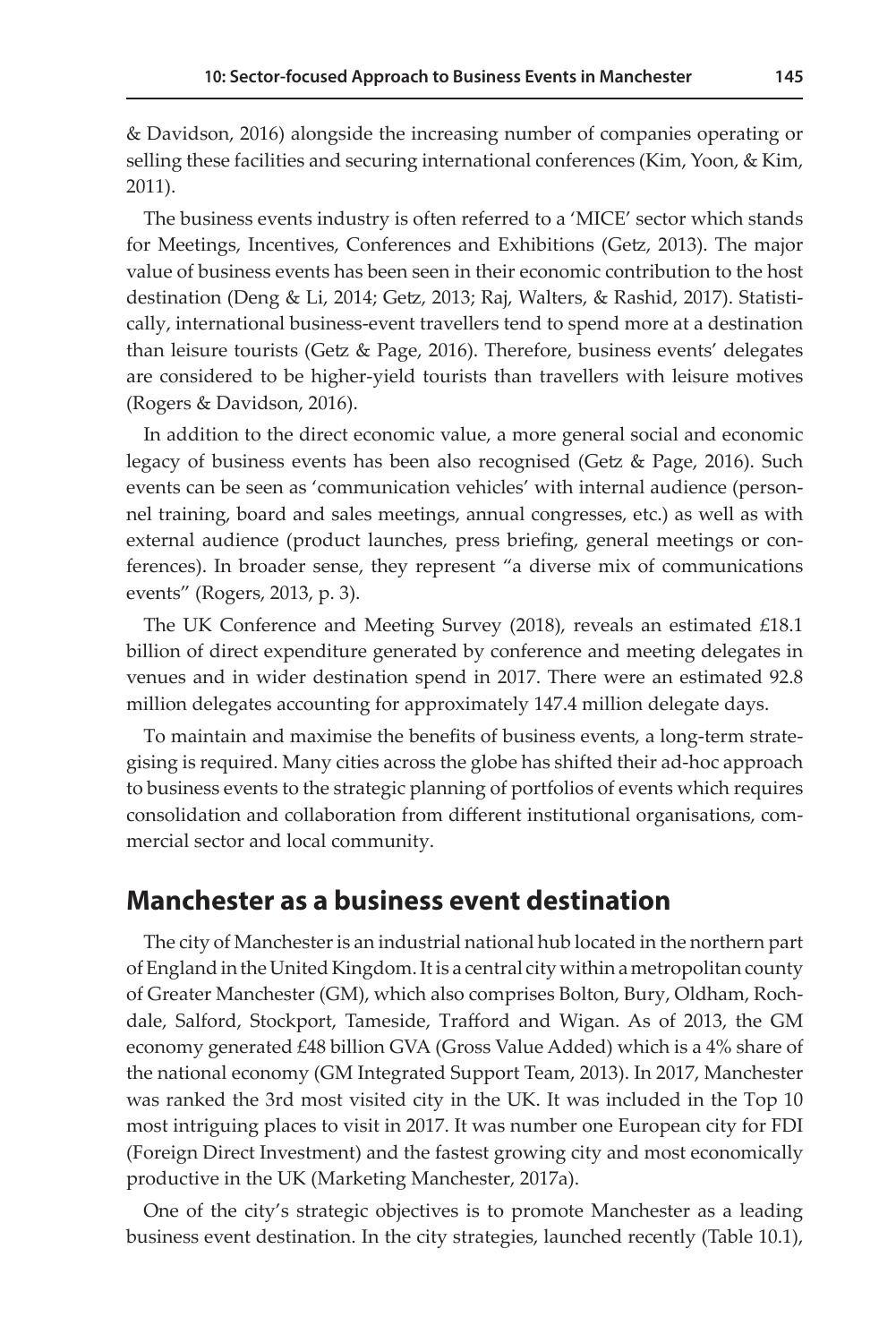& Davidson, 2016) alongside the increasing number of companies operating or selling these facilities and securing international conferences (Kim, Yoon, & Kim, 2011).

The business events industry is often referred to a 'MICE' sector which stands for Meetings, Incentives, Conferences and Exhibitions (Getz, 2013). The major value of business events has been seen in their economic contribution to the host destination (Deng & Li, 2014; Getz, 2013; Raj, Walters, & Rashid, 2017). Statistically, international business-event travellers tend to spend more at a destination than leisure tourists (Getz & Page, 2016). Therefore, business events' delegates are considered to be higher-yield tourists than travellers with leisure motives (Rogers & Davidson, 2016).

In addition to the direct economic value, a more general social and economic legacy of business events has been also recognised (Getz & Page, 2016). Such events can be seen as 'communication vehicles' with internal audience (personnel training, board and sales meetings, annual congresses, etc.) as well as with external audience (product launches, press briefing, general meetings or conferences). In broader sense, they represent "a diverse mix of communications events" (Rogers, 2013, p. 3).

The UK Conference and Meeting Survey (2018), reveals an estimated £18.1 billion of direct expenditure generated by conference and meeting delegates in venues and in wider destination spend in 2017. There were an estimated 92.8 million delegates accounting for approximately 147.4 million delegate days.

To maintain and maximise the benefits of business events, a long-term strategising is required. Many cities across the globe has shifted their ad-hoc approach to business events to the strategic planning of portfolios of events which requires consolidation and collaboration from different institutional organisations, commercial sector and local community.

## Manchester as a business event destination

The city of Manchester is an industrial national hub located in the northern part of England in the United Kingdom. It is a central city within a metropolitan county of Greater Manchester (GM), which also comprises Bolton, Bury, Oldham, Rochdale, Salford, Stockport, Tameside, Trafford and Wigan. As of 2013, the GM economy generated £48 billion GVA (Gross Value Added) which is a 4% share of the national economy (GM Integrated Support Team, 2013). In 2017, Manchester was ranked the 3rd most visited city in the UK. It was included in the Top 10 most intriguing places to visit in 2017. It was number one European city for FDI (Foreign Direct Investment) and the fastest growing city and most economically productive in the UK (Marketing Manchester, 2017a).

One of the city's strategic objectives is to promote Manchester as a leading business event destination. In the city strategies, launched recently (Table 10.1),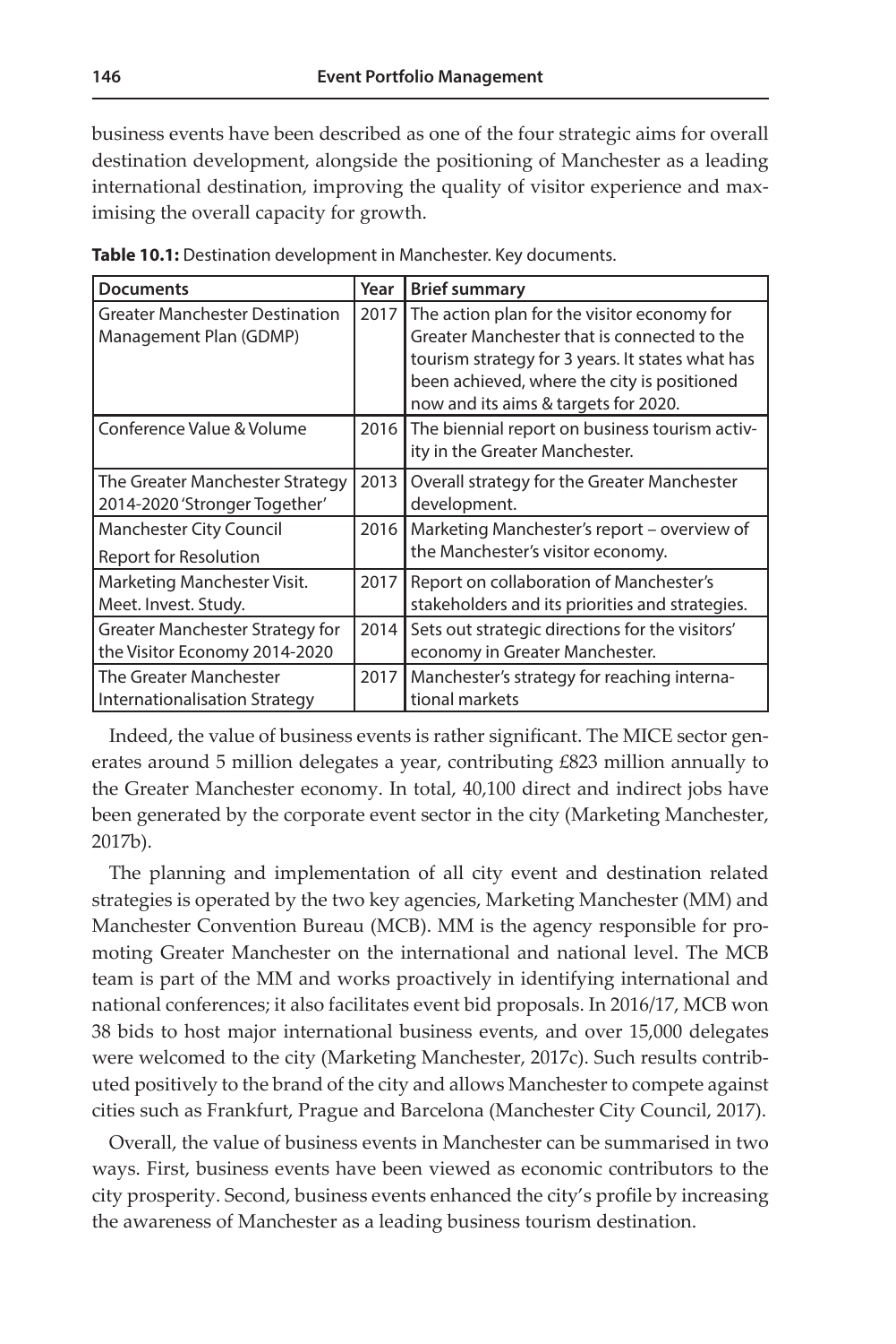business events have been described as one of the four strategic aims for overall destination development, alongside the positioning of Manchester as a leading international destination, improving the quality of visitor experience and maximising the overall capacity for growth.

**Table 10.1:** Destination development in Manchester. Key documents.

| Documents | Year | Brief summary |
|---|---|---|
| Greater Manchester Destination Management Plan (GDMP) | 2017 | The action plan for the visitor economy for Greater Manchester that is connected to the tourism strategy for 3 years. It states what has been achieved, where the city is positioned now and its aims & targets for 2020. |
| Conference Value & Volume | 2016 | The biennial report on business tourism activity in the Greater Manchester. |
| The Greater Manchester Strategy 2014-2020 'Stronger Together' | 2013 | Overall strategy for the Greater Manchester development. |
| Manchester City Council Report for Resolution | 2016 | Marketing Manchester's report – overview of the Manchester's visitor economy. |
| Marketing Manchester Visit. Meet. Invest. Study. | 2017 | Report on collaboration of Manchester's stakeholders and its priorities and strategies. |
| Greater Manchester Strategy for the Visitor Economy 2014-2020 | 2014 | Sets out strategic directions for the visitors' economy in Greater Manchester. |
| The Greater Manchester Internationalisation Strategy | 2017 | Manchester's strategy for reaching international markets |

Indeed, the value of business events is rather significant. The MICE sector generates around 5 million delegates a year, contributing £823 million annually to the Greater Manchester economy. In total, 40,100 direct and indirect jobs have been generated by the corporate event sector in the city (Marketing Manchester, 2017b).

The planning and implementation of all city event and destination related strategies is operated by the two key agencies, Marketing Manchester (MM) and Manchester Convention Bureau (MCB). MM is the agency responsible for promoting Greater Manchester on the international and national level. The MCB team is part of the MM and works proactively in identifying international and national conferences; it also facilitates event bid proposals. In 2016/17, MCB won 38 bids to host major international business events, and over 15,000 delegates were welcomed to the city (Marketing Manchester, 2017c). Such results contributed positively to the brand of the city and allows Manchester to compete against cities such as Frankfurt, Prague and Barcelona (Manchester City Council, 2017).

Overall, the value of business events in Manchester can be summarised in two ways. First, business events have been viewed as economic contributors to the city prosperity. Second, business events enhanced the city's profile by increasing the awareness of Manchester as a leading business tourism destination.